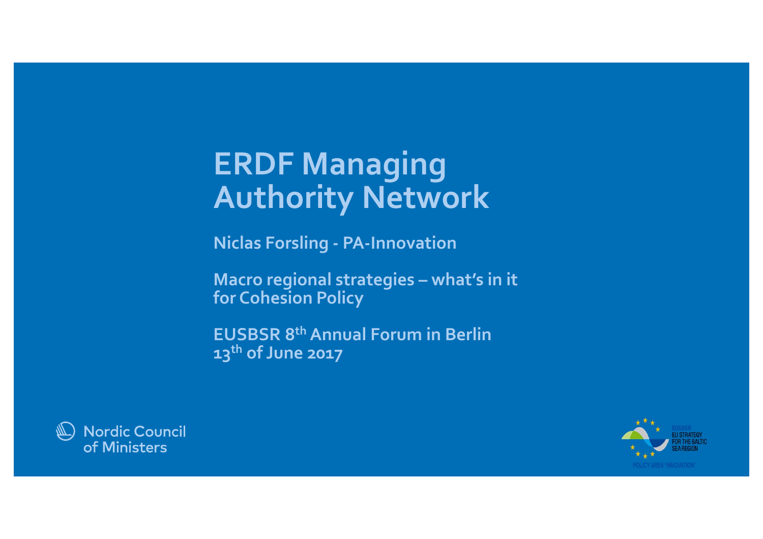# ERDF Managing Authority Network

**Niclas Forsling - PA-Innovation**

**Macro regional strategies – what's in it for Cohesion Policy**

**EUSBSR 8th Annual Forum in Berlin 13th of June 2017**

Nordic Council of Ministers

EUSBSR EU STRATEGY FOR THE BALTIC SEA REGION

POLICY AREA 'INNOVATION'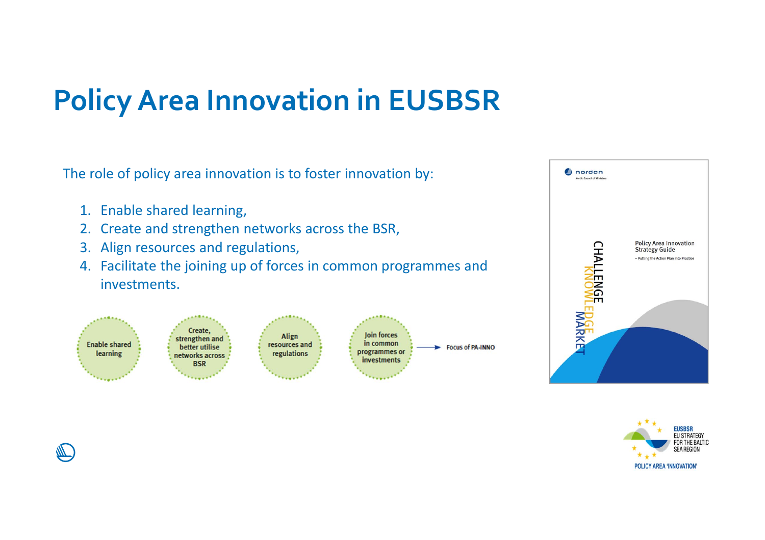# Policy Area Innovation in EUSBSR

The role of policy area innovation is to foster innovation by:

1. Enable shared learning,
2. Create and strengthen networks across the BSR,
3. Align resources and regulations,
4. Facilitate the joining up of forces in common programmes and investments.

Enable shared learning | Create, strengthen and better utilise networks across BSR | Align resources and regulations | Join forces in common programmes or investments → Focus of PA-INNO

norden
Nordic Council of Ministers

CHALLENGE
KNOWLEDGE
MARKET

Policy Area Innovation Strategy Guide
– Putting the Action Plan into Practice

EUSBSR
EU STRATEGY FOR THE BALTIC SEA REGION
POLICY AREA 'INNOVATION'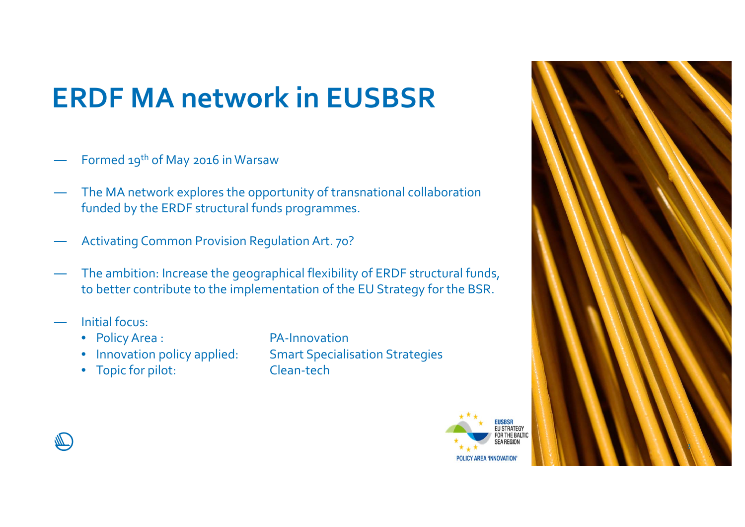# ERDF MA network in EUSBSR

- Formed 19th of May 2016 in Warsaw
- The MA network explores the opportunity of transnational collaboration funded by the ERDF structural funds programmes.
- Activating Common Provision Regulation Art. 70?
- The ambition: Increase the geographical flexibility of ERDF structural funds, to better contribute to the implementation of the EU Strategy for the BSR.
- Initial focus:
  - Policy Area : PA-Innovation
  - Innovation policy applied: Smart Specialisation Strategies
  - Topic for pilot: Clean-tech

EUSBSR EU STRATEGY FOR THE BALTIC SEA REGION

POLICY AREA 'INNOVATION'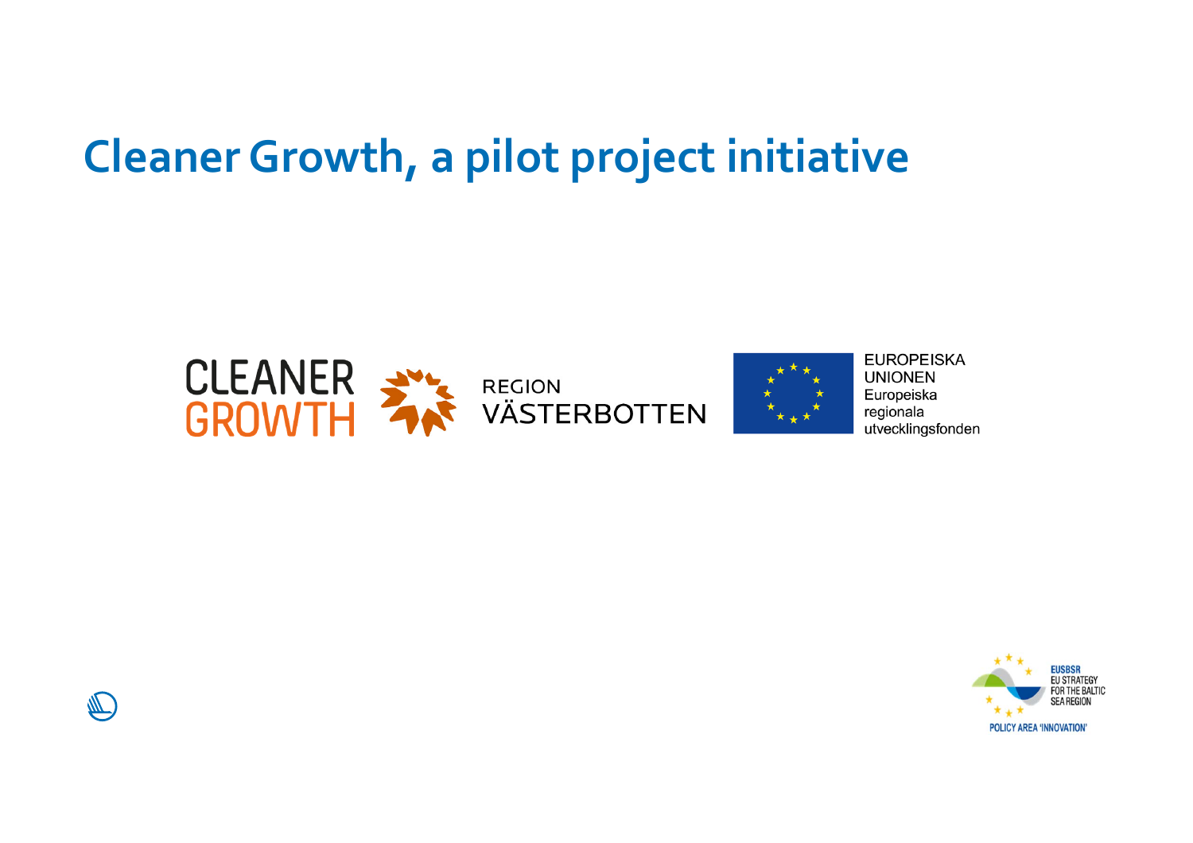# Cleaner Growth, a pilot project initiative

CLEANER GROWTH

REGION VÄSTERBOTTEN

EUROPEISKA UNIONEN
Europeiska regionala utvecklingsfonden

EUSBSR
EU STRATEGY FOR THE BALTIC SEA REGION
POLICY AREA 'INNOVATION'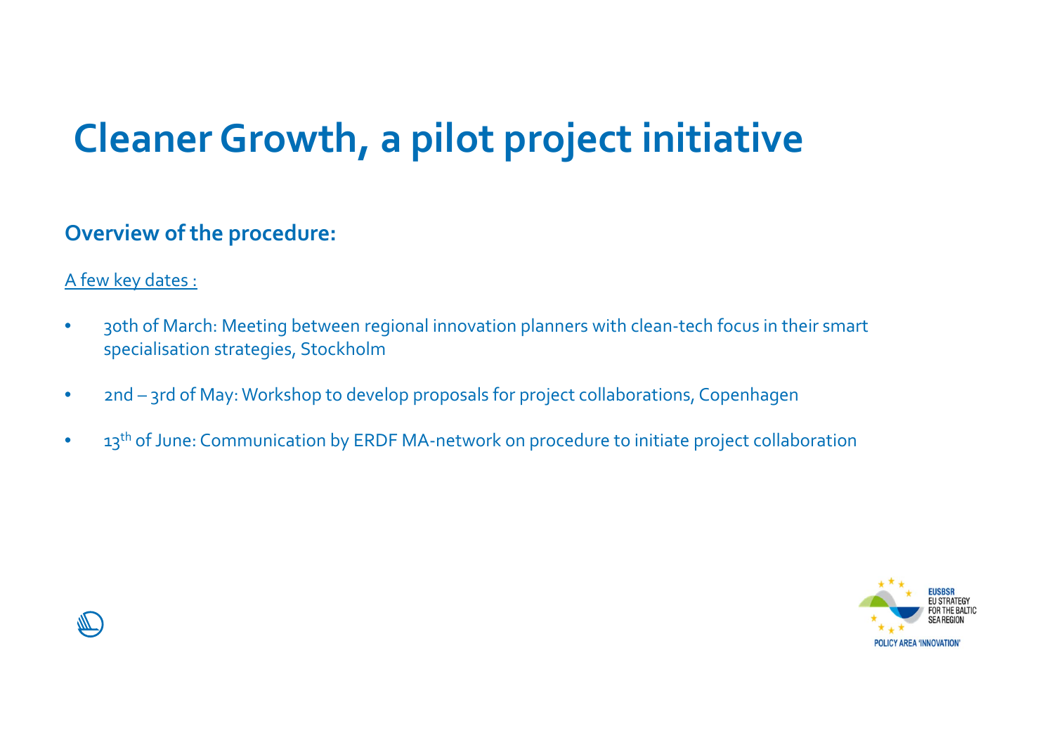# Cleaner Growth, a pilot project initiative

## Overview of the procedure:

A few key dates :

- 30th of March: Meeting between regional innovation planners with clean-tech focus in their smart specialisation strategies, Stockholm
- 2nd – 3rd of May: Workshop to develop proposals for project collaborations, Copenhagen
- 13th of June: Communication by ERDF MA-network on procedure to initiate project collaboration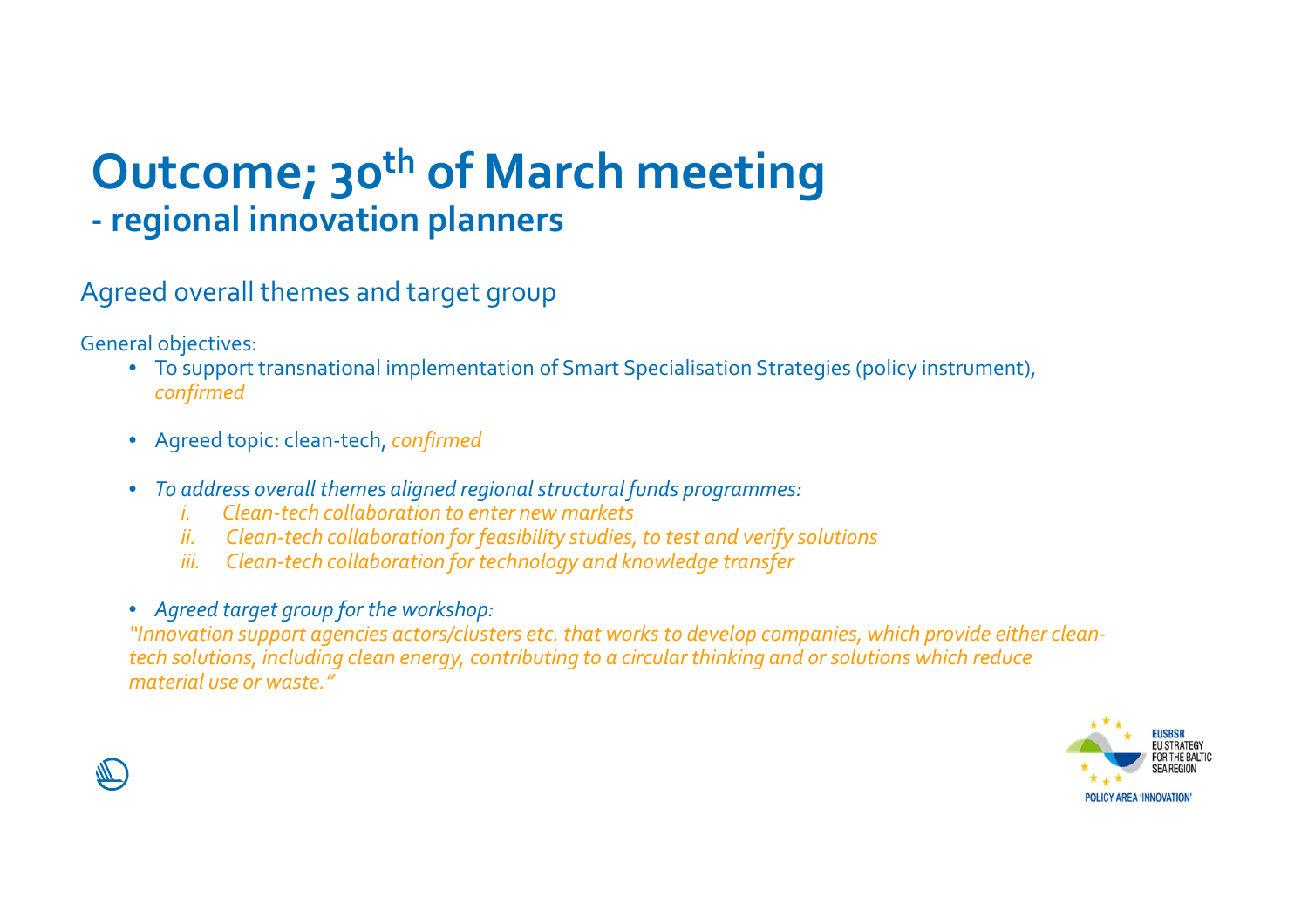# Outcome; 30th of March meeting
## - regional innovation planners

Agreed overall themes and target group

General objectives:

- To support transnational implementation of Smart Specialisation Strategies (policy instrument), *confirmed*
- Agreed topic: clean-tech, *confirmed*
- *To address overall themes aligned regional structural funds programmes:*
  - *i. Clean-tech collaboration to enter new markets*
  - *ii. Clean-tech collaboration for feasibility studies, to test and verify solutions*
  - *iii. Clean-tech collaboration for technology and knowledge transfer*
- *Agreed target group for the workshop:*

*"Innovation support agencies actors/clusters etc. that works to develop companies, which provide either clean-tech solutions, including clean energy, contributing to a circular thinking and or solutions which reduce material use or waste."*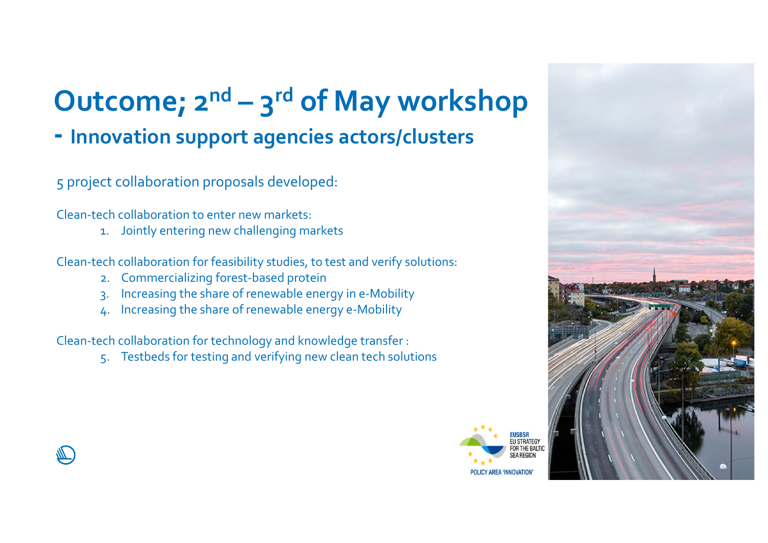# Outcome; 2nd – 3rd of May workshop

## - Innovation support agencies actors/clusters

5 project collaboration proposals developed:

Clean-tech collaboration to enter new markets:

1. Jointly entering new challenging markets

Clean-tech collaboration for feasibility studies, to test and verify solutions:

2. Commercializing forest-based protein
3. Increasing the share of renewable energy in e-Mobility
4. Increasing the share of renewable energy e-Mobility

Clean-tech collaboration for technology and knowledge transfer :

5. Testbeds for testing and verifying new clean tech solutions

EUSBSR EU STRATEGY FOR THE BALTIC SEA REGION

POLICY AREA 'INNOVATION'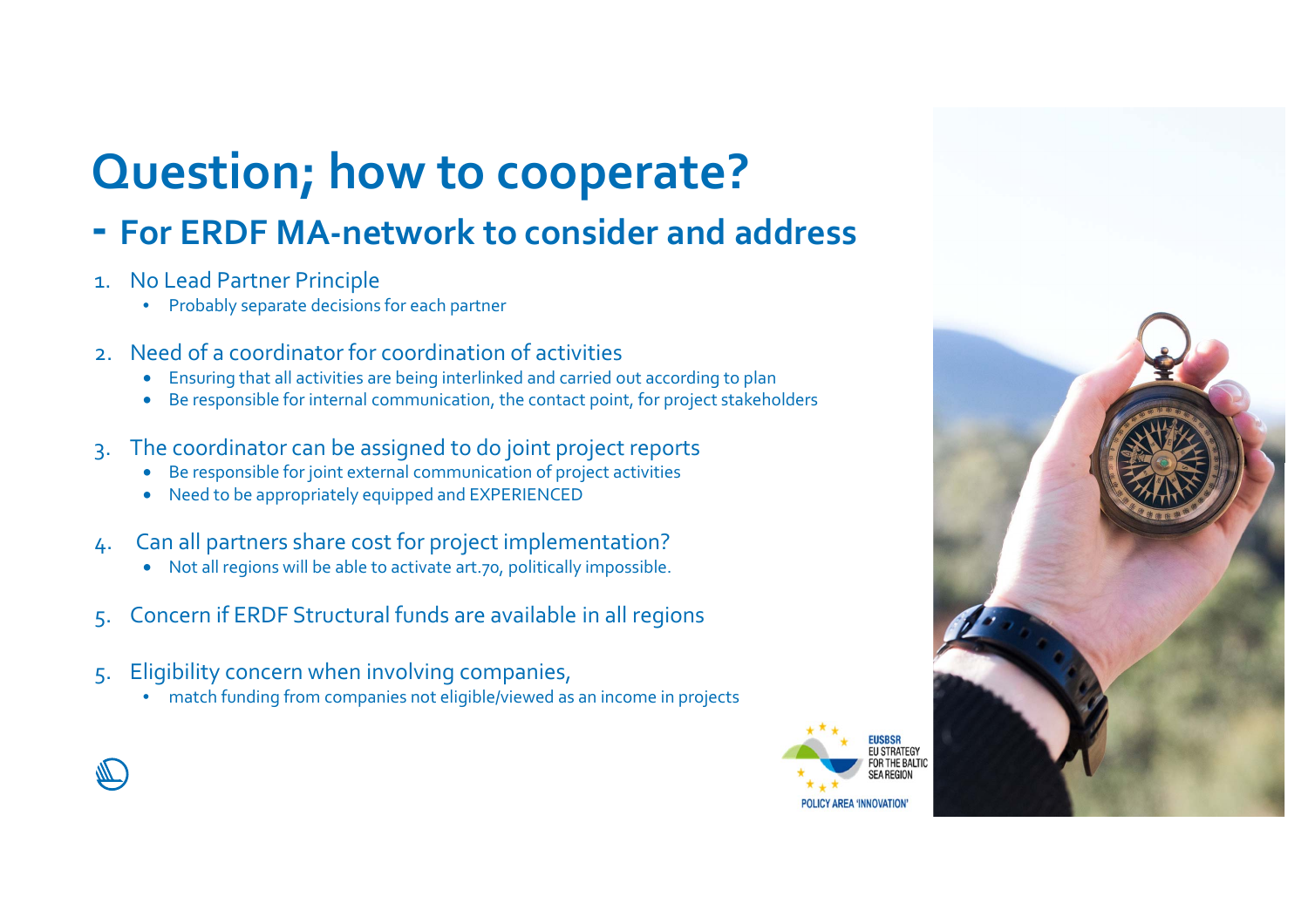# Question; how to cooperate?

## - For ERDF MA-network to consider and address

1. No Lead Partner Principle
   - Probably separate decisions for each partner

2. Need of a coordinator for coordination of activities
   - Ensuring that all activities are being interlinked and carried out according to plan
   - Be responsible for internal communication, the contact point, for project stakeholders

3. The coordinator can be assigned to do joint project reports
   - Be responsible for joint external communication of project activities
   - Need to be appropriately equipped and EXPERIENCED

4. Can all partners share cost for project implementation?
   - Not all regions will be able to activate art.70, politically impossible.

5. Concern if ERDF Structural funds are available in all regions

5. Eligibility concern when involving companies,
   - match funding from companies not eligible/viewed as an income in projects

EUSBSR EU STRATEGY FOR THE BALTIC SEA REGION

POLICY AREA 'INNOVATION'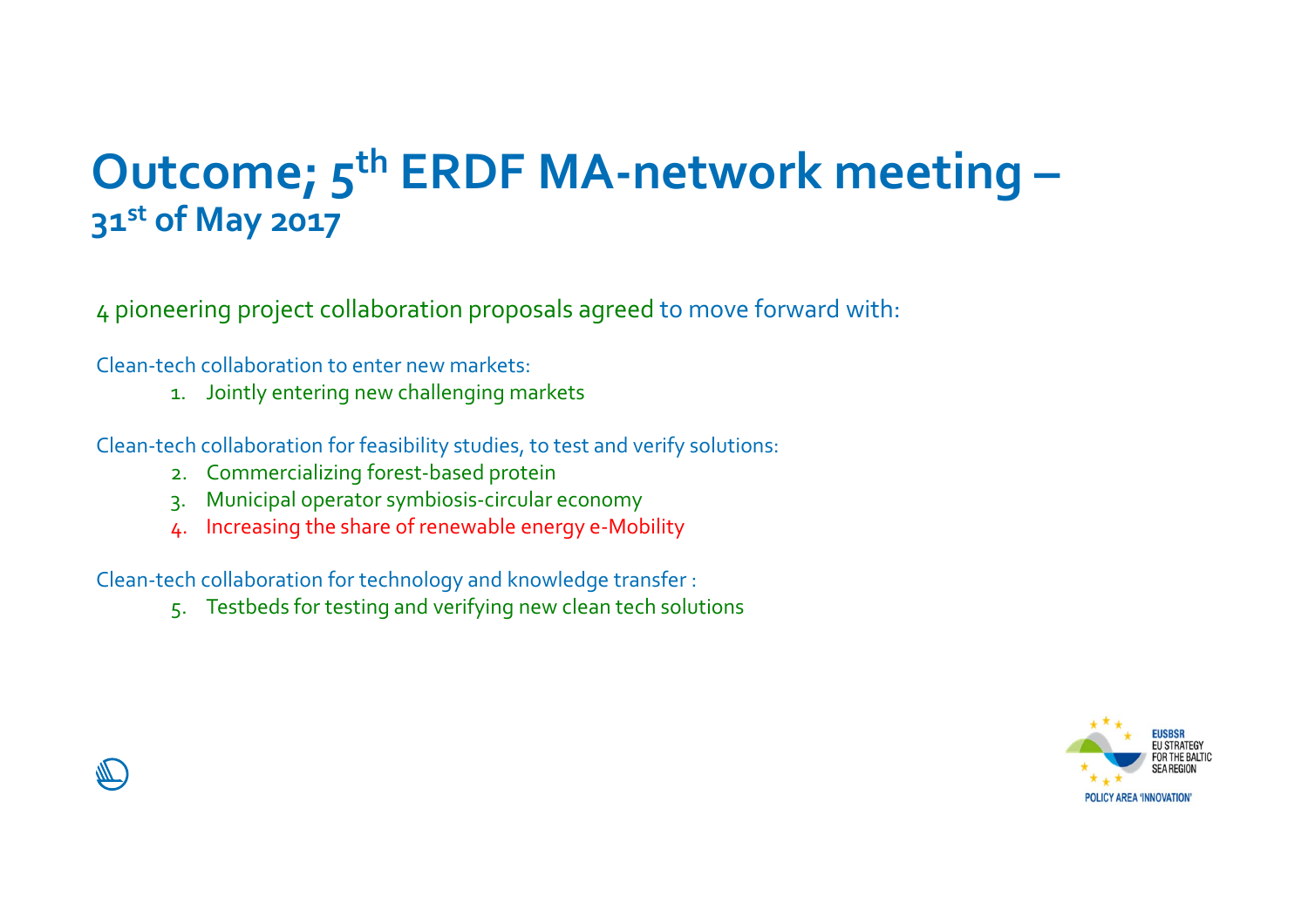# Outcome; 5th ERDF MA-network meeting – 31st of May 2017

4 pioneering project collaboration proposals agreed to move forward with:

Clean-tech collaboration to enter new markets:

1. Jointly entering new challenging markets

Clean-tech collaboration for feasibility studies, to test and verify solutions:

2. Commercializing forest-based protein
3. Municipal operator symbiosis-circular economy
4. Increasing the share of renewable energy e-Mobility

Clean-tech collaboration for technology and knowledge transfer :

5. Testbeds for testing and verifying new clean tech solutions

EUSBSR
EU STRATEGY FOR THE BALTIC SEA REGION
POLICY AREA 'INNOVATION'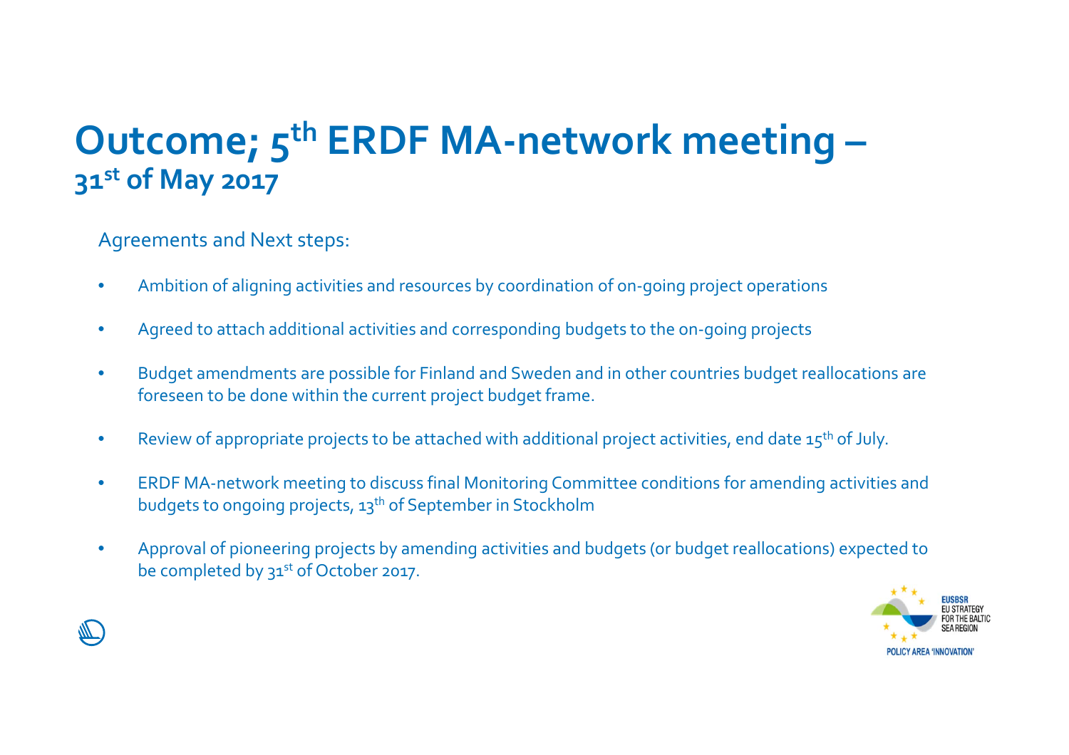# Outcome; 5th ERDF MA-network meeting – 31st of May 2017

Agreements and Next steps:

- Ambition of aligning activities and resources by coordination of on-going project operations
- Agreed to attach additional activities and corresponding budgets to the on-going projects
- Budget amendments are possible for Finland and Sweden and in other countries budget reallocations are foreseen to be done within the current project budget frame.
- Review of appropriate projects to be attached with additional project activities, end date 15th of July.
- ERDF MA-network meeting to discuss final Monitoring Committee conditions for amending activities and budgets to ongoing projects, 13th of September in Stockholm
- Approval of pioneering projects by amending activities and budgets (or budget reallocations) expected to be completed by 31st of October 2017.

EUSBSR
EU STRATEGY FOR THE BALTIC SEA REGION
POLICY AREA 'INNOVATION'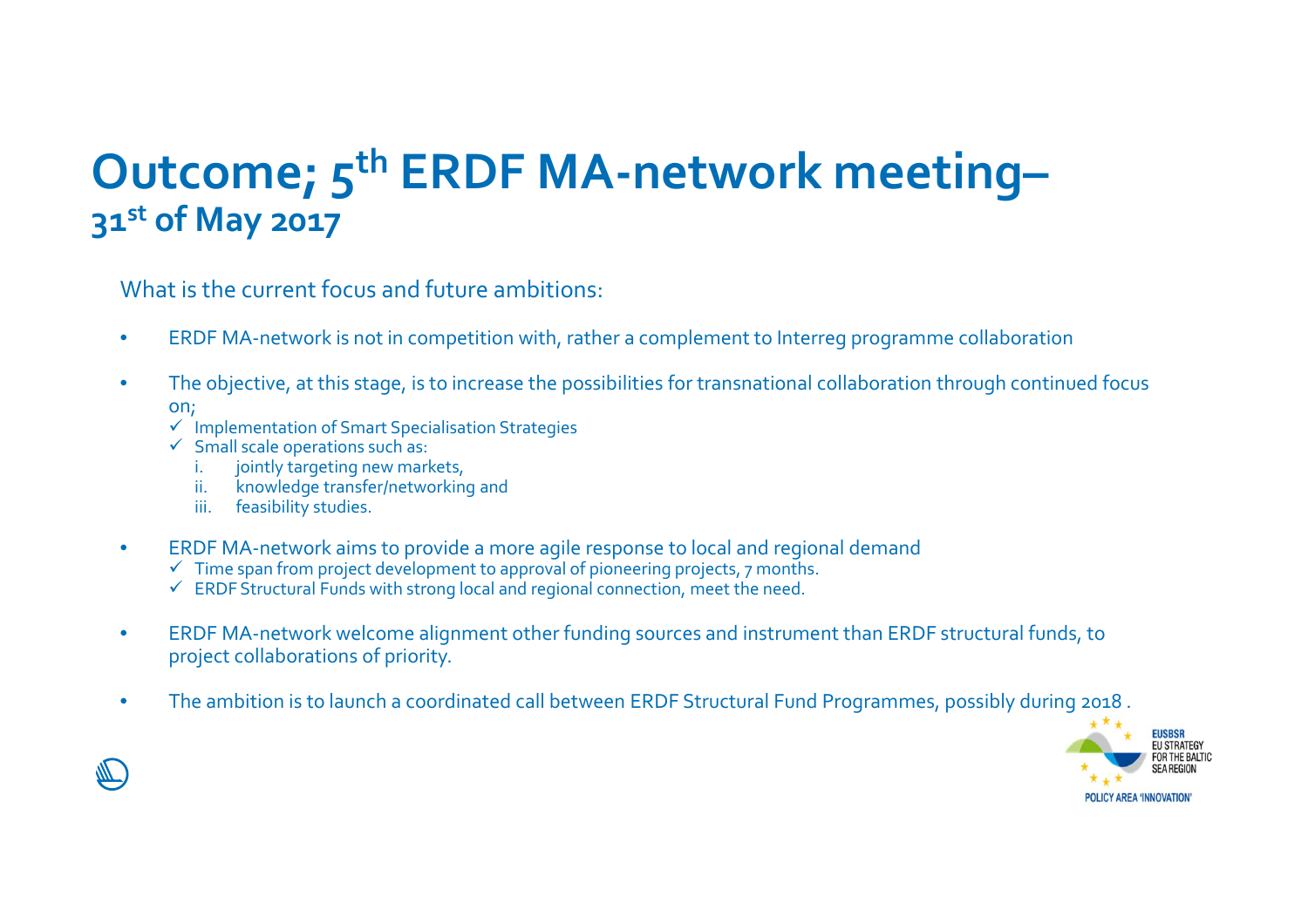# Outcome; 5th ERDF MA-network meeting– 31st of May 2017

What is the current focus and future ambitions:

- ERDF MA-network is not in competition with, rather a complement to Interreg programme collaboration
- The objective, at this stage, is to increase the possibilities for transnational collaboration through continued focus on;
  - ✓ Implementation of Smart Specialisation Strategies
  - ✓ Small scale operations such as:
    1. jointly targeting new markets,
    2. knowledge transfer/networking and
    3. feasibility studies.
- ERDF MA-network aims to provide a more agile response to local and regional demand
  - ✓ Time span from project development to approval of pioneering projects, 7 months.
  - ✓ ERDF Structural Funds with strong local and regional connection, meet the need.
- ERDF MA-network welcome alignment other funding sources and instrument than ERDF structural funds, to project collaborations of priority.
- The ambition is to launch a coordinated call between ERDF Structural Fund Programmes, possibly during 2018 .

EUSBSR EU STRATEGY FOR THE BALTIC SEA REGION
POLICY AREA 'INNOVATION'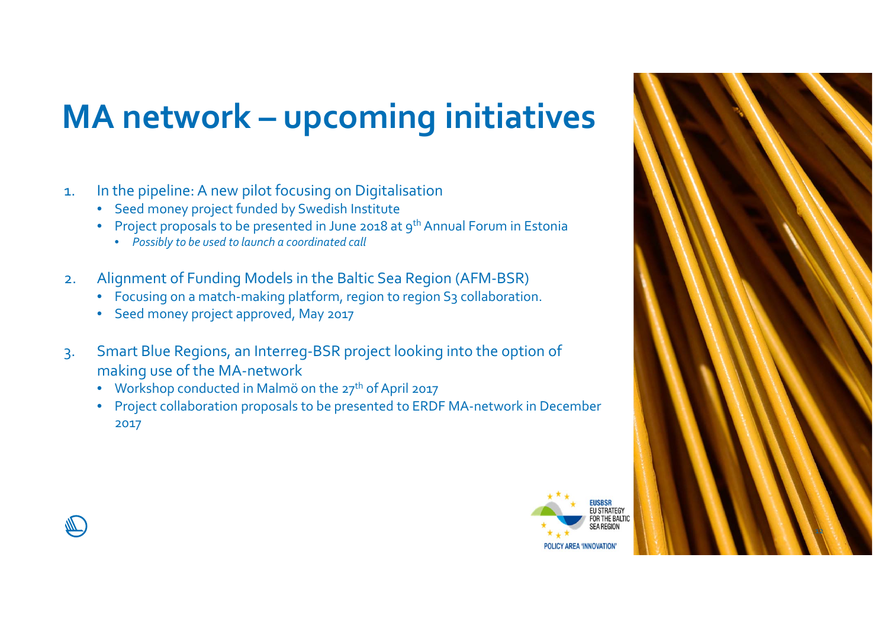# MA network – upcoming initiatives

1. In the pipeline: A new pilot focusing on Digitalisation
   - Seed money project funded by Swedish Institute
   - Project proposals to be presented in June 2018 at 9th Annual Forum in Estonia
     - *Possibly to be used to launch a coordinated call*

2. Alignment of Funding Models in the Baltic Sea Region (AFM-BSR)
   - Focusing on a match-making platform, region to region S3 collaboration.
   - Seed money project approved, May 2017

3. Smart Blue Regions, an Interreg-BSR project looking into the option of making use of the MA-network
   - Workshop conducted in Malmö on the 27th of April 2017
   - Project collaboration proposals to be presented to ERDF MA-network in December 2017

EUSBSR EU STRATEGY FOR THE BALTIC SEA REGION

POLICY AREA 'INNOVATION'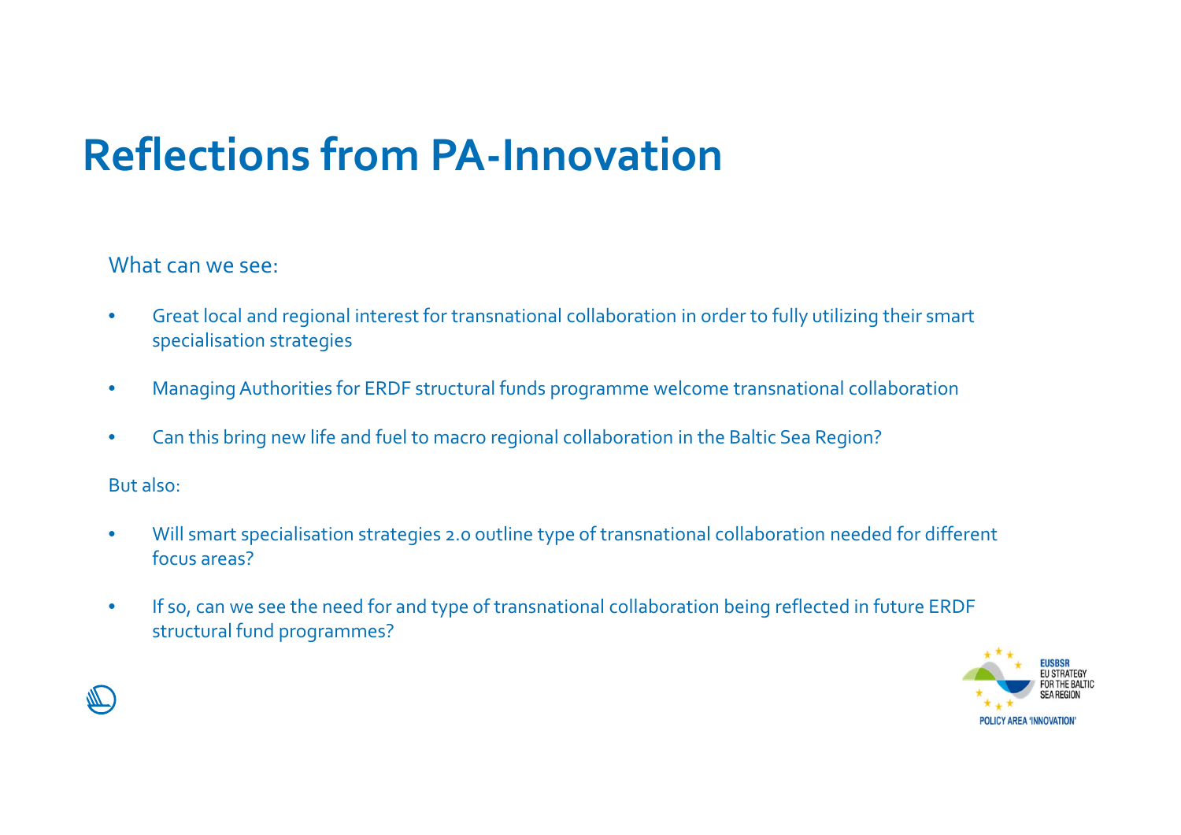# Reflections from PA-Innovation

What can we see:

- Great local and regional interest for transnational collaboration in order to fully utilizing their smart specialisation strategies
- Managing Authorities for ERDF structural funds programme welcome transnational collaboration
- Can this bring new life and fuel to macro regional collaboration in the Baltic Sea Region?

But also:

- Will smart specialisation strategies 2.0 outline type of transnational collaboration needed for different focus areas?
- If so, can we see the need for and type of transnational collaboration being reflected in future ERDF structural fund programmes?

EUSBSR
EU STRATEGY
FOR THE BALTIC
SEA REGION
POLICY AREA 'INNOVATION'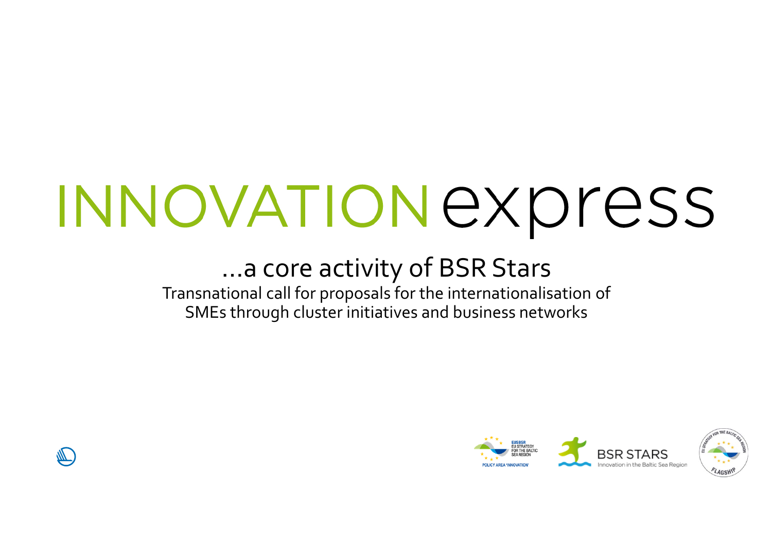# INNOVATION express

## ...a core activity of BSR Stars

Transnational call for proposals for the internationalisation of SMEs through cluster initiatives and business networks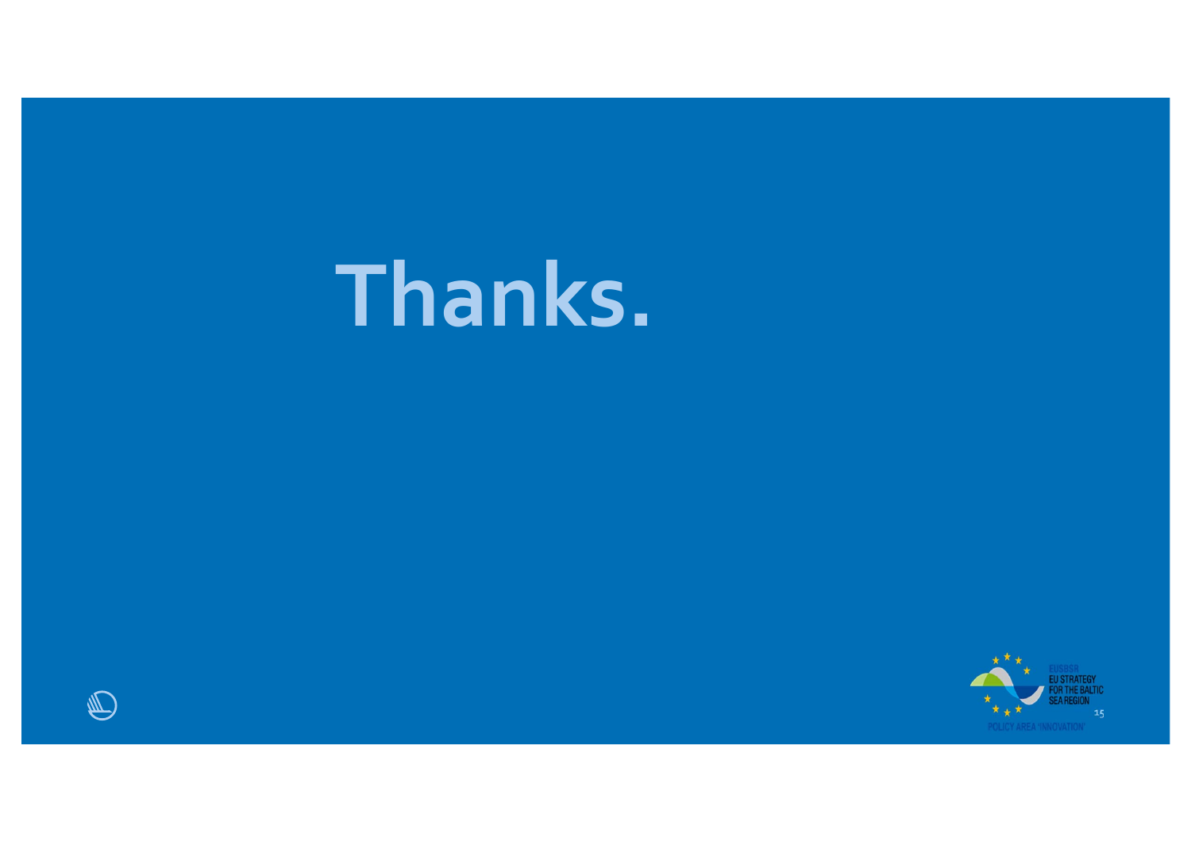# Thanks.

EUSBSR
EU STRATEGY
FOR THE BALTIC
SEA REGION

POLICY AREA 'INNOVATION'